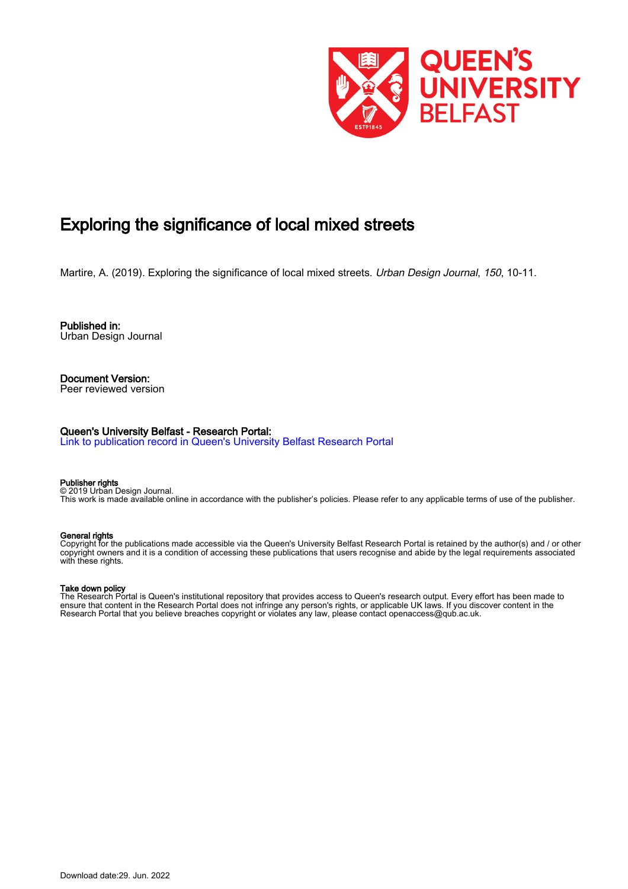# Exploring the significance of local mixed streets

Martire, A. (2019). Exploring the significance of local mixed streets. *Urban Design Journal*, *150*, 10-11.

**Published in:**
Urban Design Journal

**Document Version:**
Peer reviewed version

**Queen's University Belfast - Research Portal:**
Link to publication record in Queen's University Belfast Research Portal

**Publisher rights**
© 2019 Urban Design Journal.
This work is made available online in accordance with the publisher's policies. Please refer to any applicable terms of use of the publisher.

**General rights**
Copyright for the publications made accessible via the Queen's University Belfast Research Portal is retained by the author(s) and / or other copyright owners and it is a condition of accessing these publications that users recognise and abide by the legal requirements associated with these rights.

**Take down policy**
The Research Portal is Queen's institutional repository that provides access to Queen's research output. Every effort has been made to ensure that content in the Research Portal does not infringe any person's rights, or applicable UK laws. If you discover content in the Research Portal that you believe breaches copyright or violates any law, please contact openaccess@qub.ac.uk.

Download date:29. Jun. 2022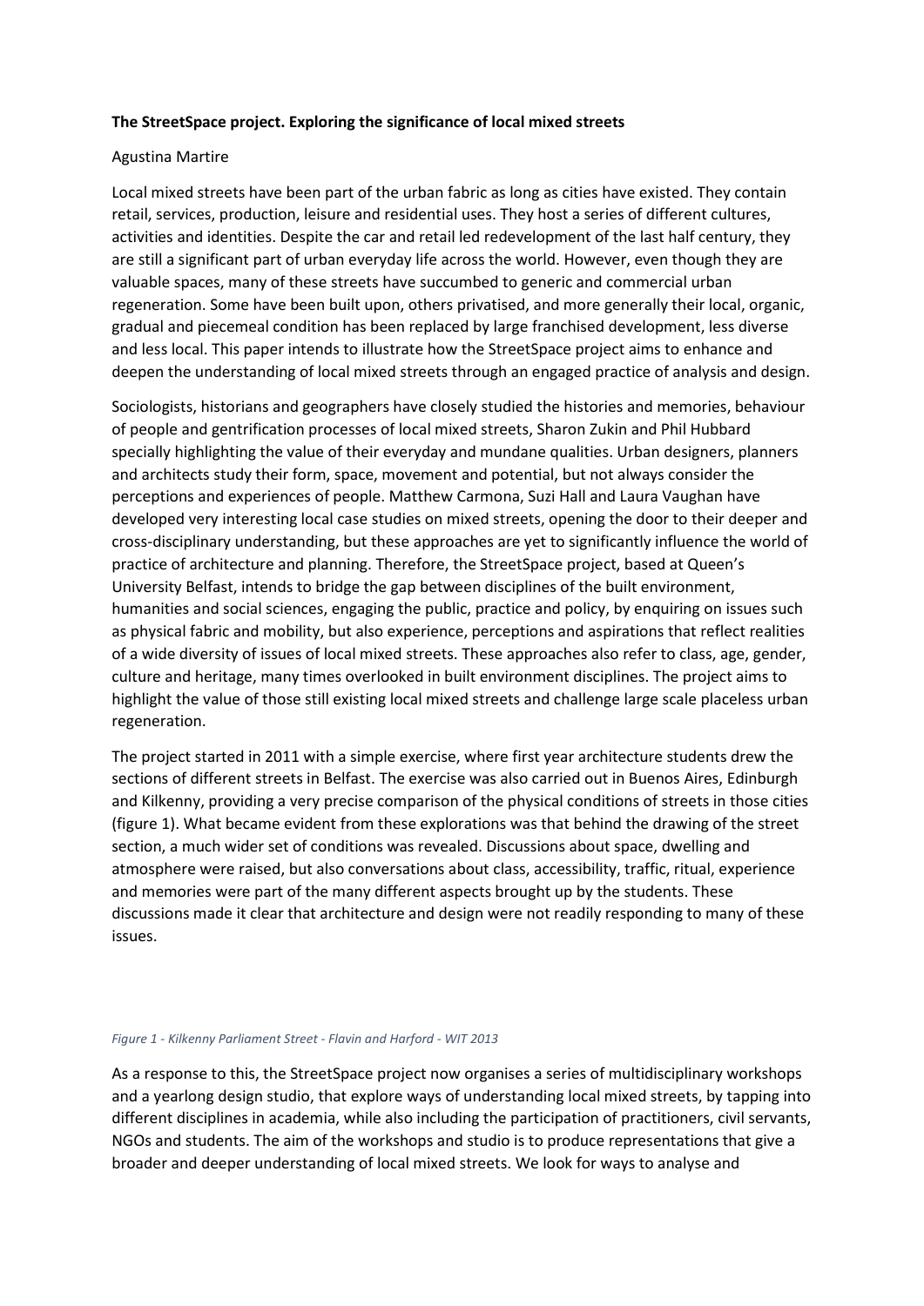**The StreetSpace project. Exploring the significance of local mixed streets**

Agustina Martire

Local mixed streets have been part of the urban fabric as long as cities have existed. They contain retail, services, production, leisure and residential uses. They host a series of different cultures, activities and identities. Despite the car and retail led redevelopment of the last half century, they are still a significant part of urban everyday life across the world. However, even though they are valuable spaces, many of these streets have succumbed to generic and commercial urban regeneration. Some have been built upon, others privatised, and more generally their local, organic, gradual and piecemeal condition has been replaced by large franchised development, less diverse and less local. This paper intends to illustrate how the StreetSpace project aims to enhance and deepen the understanding of local mixed streets through an engaged practice of analysis and design.

Sociologists, historians and geographers have closely studied the histories and memories, behaviour of people and gentrification processes of local mixed streets, Sharon Zukin and Phil Hubbard specially highlighting the value of their everyday and mundane qualities. Urban designers, planners and architects study their form, space, movement and potential, but not always consider the perceptions and experiences of people. Matthew Carmona, Suzi Hall and Laura Vaughan have developed very interesting local case studies on mixed streets, opening the door to their deeper and cross-disciplinary understanding, but these approaches are yet to significantly influence the world of practice of architecture and planning. Therefore, the StreetSpace project, based at Queen's University Belfast, intends to bridge the gap between disciplines of the built environment, humanities and social sciences, engaging the public, practice and policy, by enquiring on issues such as physical fabric and mobility, but also experience, perceptions and aspirations that reflect realities of a wide diversity of issues of local mixed streets. These approaches also refer to class, age, gender, culture and heritage, many times overlooked in built environment disciplines. The project aims to highlight the value of those still existing local mixed streets and challenge large scale placeless urban regeneration.

The project started in 2011 with a simple exercise, where first year architecture students drew the sections of different streets in Belfast. The exercise was also carried out in Buenos Aires, Edinburgh and Kilkenny, providing a very precise comparison of the physical conditions of streets in those cities (figure 1). What became evident from these explorations was that behind the drawing of the street section, a much wider set of conditions was revealed. Discussions about space, dwelling and atmosphere were raised, but also conversations about class, accessibility, traffic, ritual, experience and memories were part of the many different aspects brought up by the students. These discussions made it clear that architecture and design were not readily responding to many of these issues.

*Figure 1 - Kilkenny Parliament Street - Flavin and Harford - WIT 2013*

As a response to this, the StreetSpace project now organises a series of multidisciplinary workshops and a yearlong design studio, that explore ways of understanding local mixed streets, by tapping into different disciplines in academia, while also including the participation of practitioners, civil servants, NGOs and students. The aim of the workshops and studio is to produce representations that give a broader and deeper understanding of local mixed streets. We look for ways to analyse and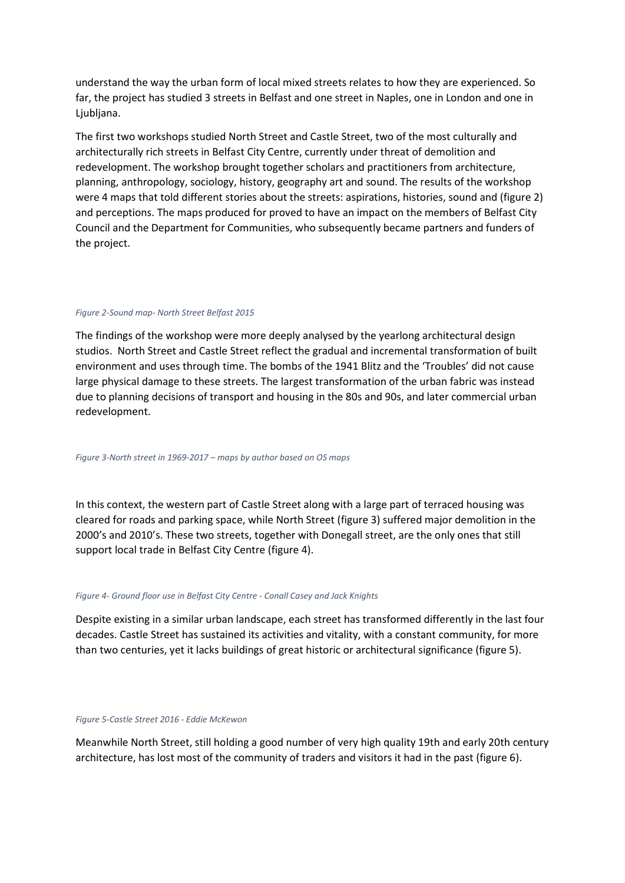understand the way the urban form of local mixed streets relates to how they are experienced. So far, the project has studied 3 streets in Belfast and one street in Naples, one in London and one in Ljubljana.

The first two workshops studied North Street and Castle Street, two of the most culturally and architecturally rich streets in Belfast City Centre, currently under threat of demolition and redevelopment. The workshop brought together scholars and practitioners from architecture, planning, anthropology, sociology, history, geography art and sound. The results of the workshop were 4 maps that told different stories about the streets: aspirations, histories, sound and (figure 2) and perceptions. The maps produced for proved to have an impact on the members of Belfast City Council and the Department for Communities, who subsequently became partners and funders of the project.

*Figure 2-Sound map- North Street Belfast 2015*

The findings of the workshop were more deeply analysed by the yearlong architectural design studios. North Street and Castle Street reflect the gradual and incremental transformation of built environment and uses through time. The bombs of the 1941 Blitz and the 'Troubles' did not cause large physical damage to these streets. The largest transformation of the urban fabric was instead due to planning decisions of transport and housing in the 80s and 90s, and later commercial urban redevelopment.

*Figure 3-North street in 1969-2017 – maps by author based on OS maps*

In this context, the western part of Castle Street along with a large part of terraced housing was cleared for roads and parking space, while North Street (figure 3) suffered major demolition in the 2000's and 2010's. These two streets, together with Donegall street, are the only ones that still support local trade in Belfast City Centre (figure 4).

*Figure 4- Ground floor use in Belfast City Centre - Conall Casey and Jack Knights*

Despite existing in a similar urban landscape, each street has transformed differently in the last four decades. Castle Street has sustained its activities and vitality, with a constant community, for more than two centuries, yet it lacks buildings of great historic or architectural significance (figure 5).

*Figure 5-Castle Street 2016 - Eddie McKewon*

Meanwhile North Street, still holding a good number of very high quality 19th and early 20th century architecture, has lost most of the community of traders and visitors it had in the past (figure 6).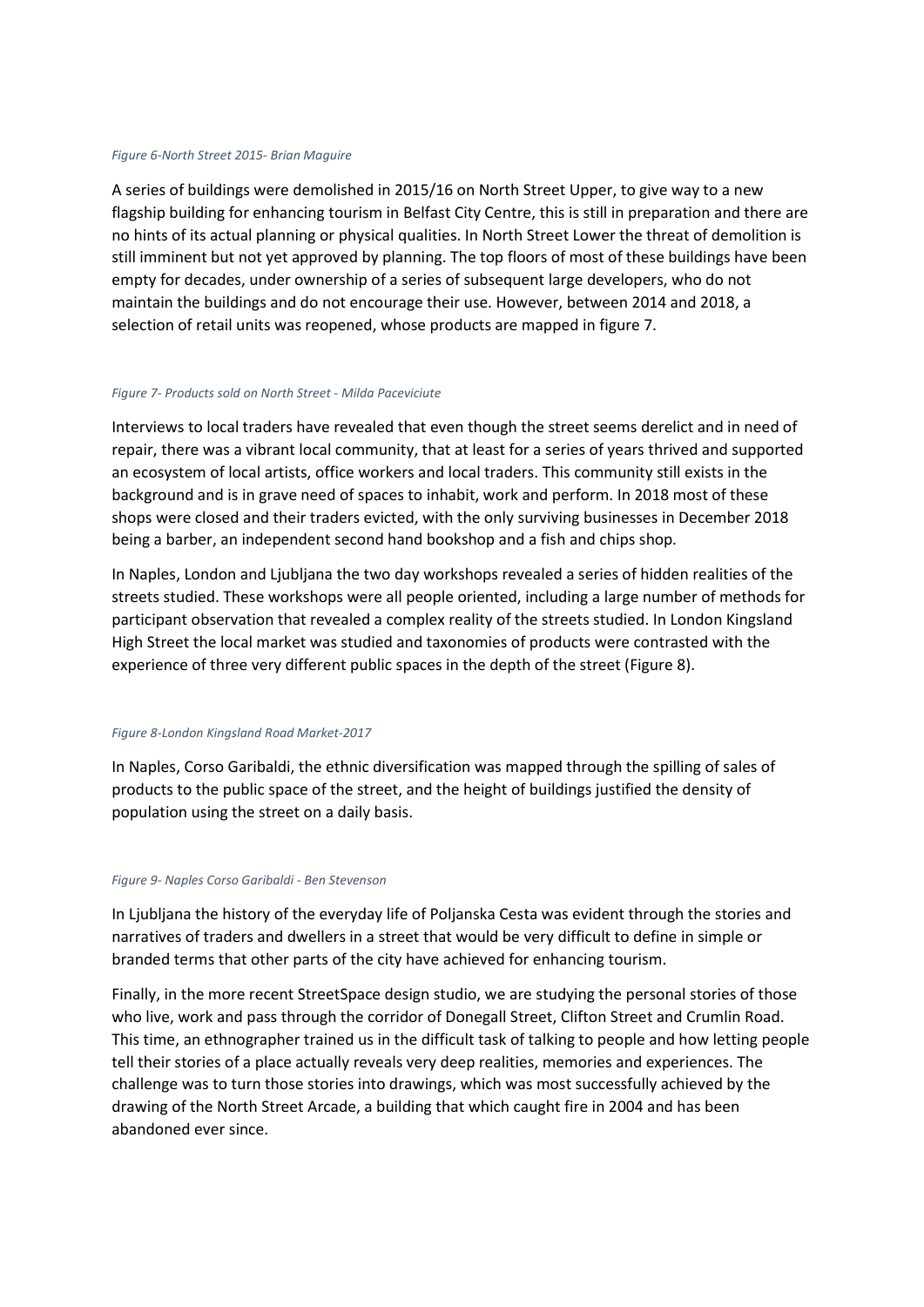*Figure 6-North Street 2015- Brian Maguire*

A series of buildings were demolished in 2015/16 on North Street Upper, to give way to a new flagship building for enhancing tourism in Belfast City Centre, this is still in preparation and there are no hints of its actual planning or physical qualities. In North Street Lower the threat of demolition is still imminent but not yet approved by planning. The top floors of most of these buildings have been empty for decades, under ownership of a series of subsequent large developers, who do not maintain the buildings and do not encourage their use. However, between 2014 and 2018, a selection of retail units was reopened, whose products are mapped in figure 7.

*Figure 7- Products sold on North Street - Milda Paceviciute*

Interviews to local traders have revealed that even though the street seems derelict and in need of repair, there was a vibrant local community, that at least for a series of years thrived and supported an ecosystem of local artists, office workers and local traders. This community still exists in the background and is in grave need of spaces to inhabit, work and perform. In 2018 most of these shops were closed and their traders evicted, with the only surviving businesses in December 2018 being a barber, an independent second hand bookshop and a fish and chips shop.

In Naples, London and Ljubljana the two day workshops revealed a series of hidden realities of the streets studied. These workshops were all people oriented, including a large number of methods for participant observation that revealed a complex reality of the streets studied. In London Kingsland High Street the local market was studied and taxonomies of products were contrasted with the experience of three very different public spaces in the depth of the street (Figure 8).

*Figure 8-London Kingsland Road Market-2017*

In Naples, Corso Garibaldi, the ethnic diversification was mapped through the spilling of sales of products to the public space of the street, and the height of buildings justified the density of population using the street on a daily basis.

*Figure 9- Naples Corso Garibaldi - Ben Stevenson*

In Ljubljana the history of the everyday life of Poljanska Cesta was evident through the stories and narratives of traders and dwellers in a street that would be very difficult to define in simple or branded terms that other parts of the city have achieved for enhancing tourism.

Finally, in the more recent StreetSpace design studio, we are studying the personal stories of those who live, work and pass through the corridor of Donegall Street, Clifton Street and Crumlin Road. This time, an ethnographer trained us in the difficult task of talking to people and how letting people tell their stories of a place actually reveals very deep realities, memories and experiences. The challenge was to turn those stories into drawings, which was most successfully achieved by the drawing of the North Street Arcade, a building that which caught fire in 2004 and has been abandoned ever since.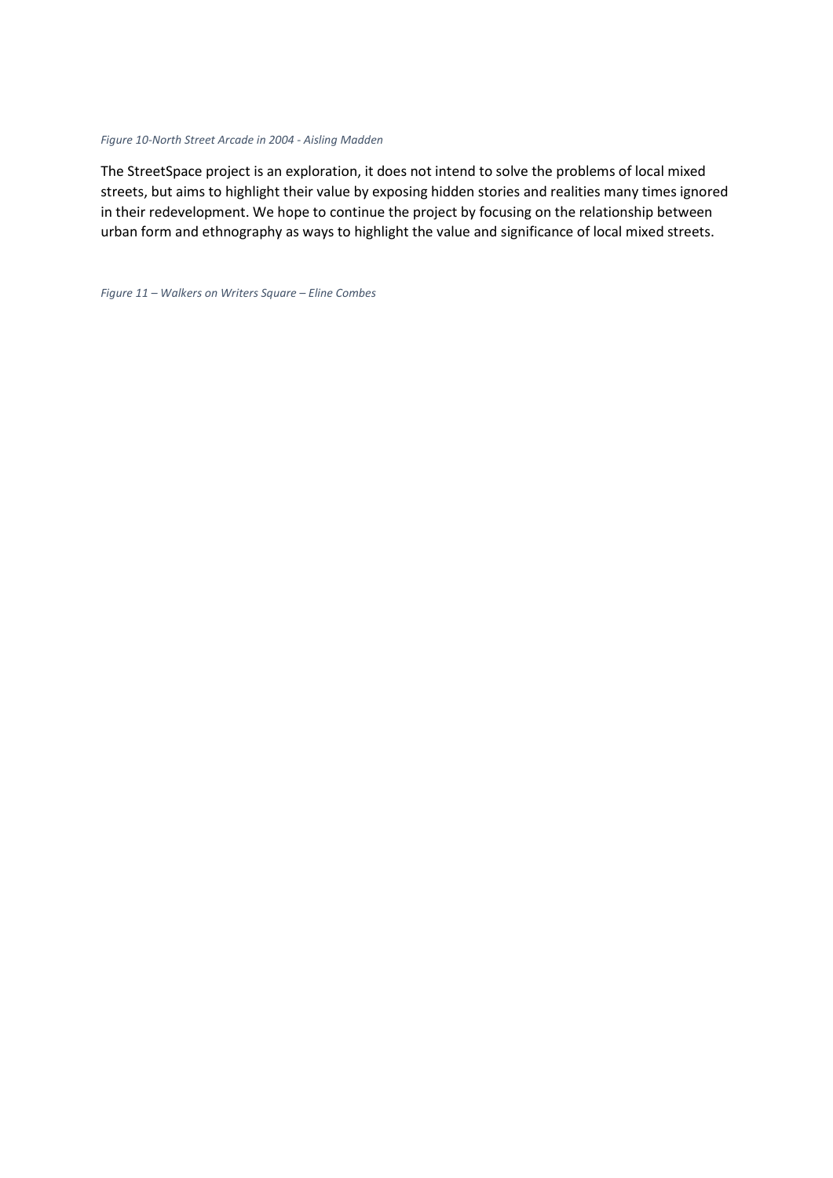*Figure 10-North Street Arcade in 2004 - Aisling Madden*

The StreetSpace project is an exploration, it does not intend to solve the problems of local mixed streets, but aims to highlight their value by exposing hidden stories and realities many times ignored in their redevelopment. We hope to continue the project by focusing on the relationship between urban form and ethnography as ways to highlight the value and significance of local mixed streets.

*Figure 11 – Walkers on Writers Square – Eline Combes*